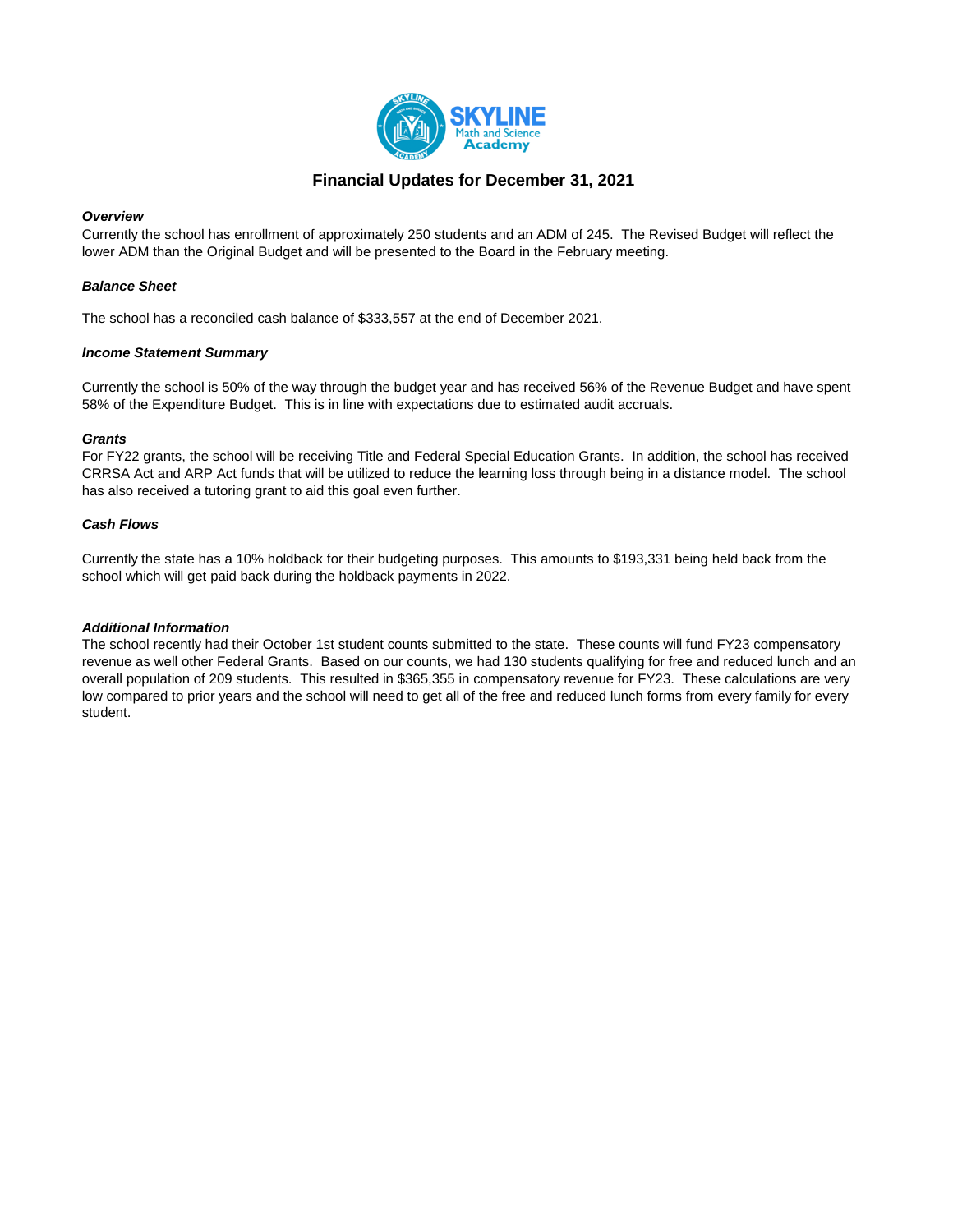# Financial Updates for December 31, 2021

***Overview***

Currently the school has enrollment of approximately 250 students and an ADM of 245. The Revised Budget will reflect the lower ADM than the Original Budget and will be presented to the Board in the February meeting.

***Balance Sheet***

The school has a reconciled cash balance of $333,557 at the end of December 2021.

***Income Statement Summary***

Currently the school is 50% of the way through the budget year and has received 56% of the Revenue Budget and have spent 58% of the Expenditure Budget. This is in line with expectations due to estimated audit accruals.

***Grants***

For FY22 grants, the school will be receiving Title and Federal Special Education Grants. In addition, the school has received CRRSA Act and ARP Act funds that will be utilized to reduce the learning loss through being in a distance model. The school has also received a tutoring grant to aid this goal even further.

***Cash Flows***

Currently the state has a 10% holdback for their budgeting purposes. This amounts to $193,331 being held back from the school which will get paid back during the holdback payments in 2022.

***Additional Information***

The school recently had their October 1st student counts submitted to the state. These counts will fund FY23 compensatory revenue as well other Federal Grants. Based on our counts, we had 130 students qualifying for free and reduced lunch and an overall population of 209 students. This resulted in $365,355 in compensatory revenue for FY23. These calculations are very low compared to prior years and the school will need to get all of the free and reduced lunch forms from every family for every student.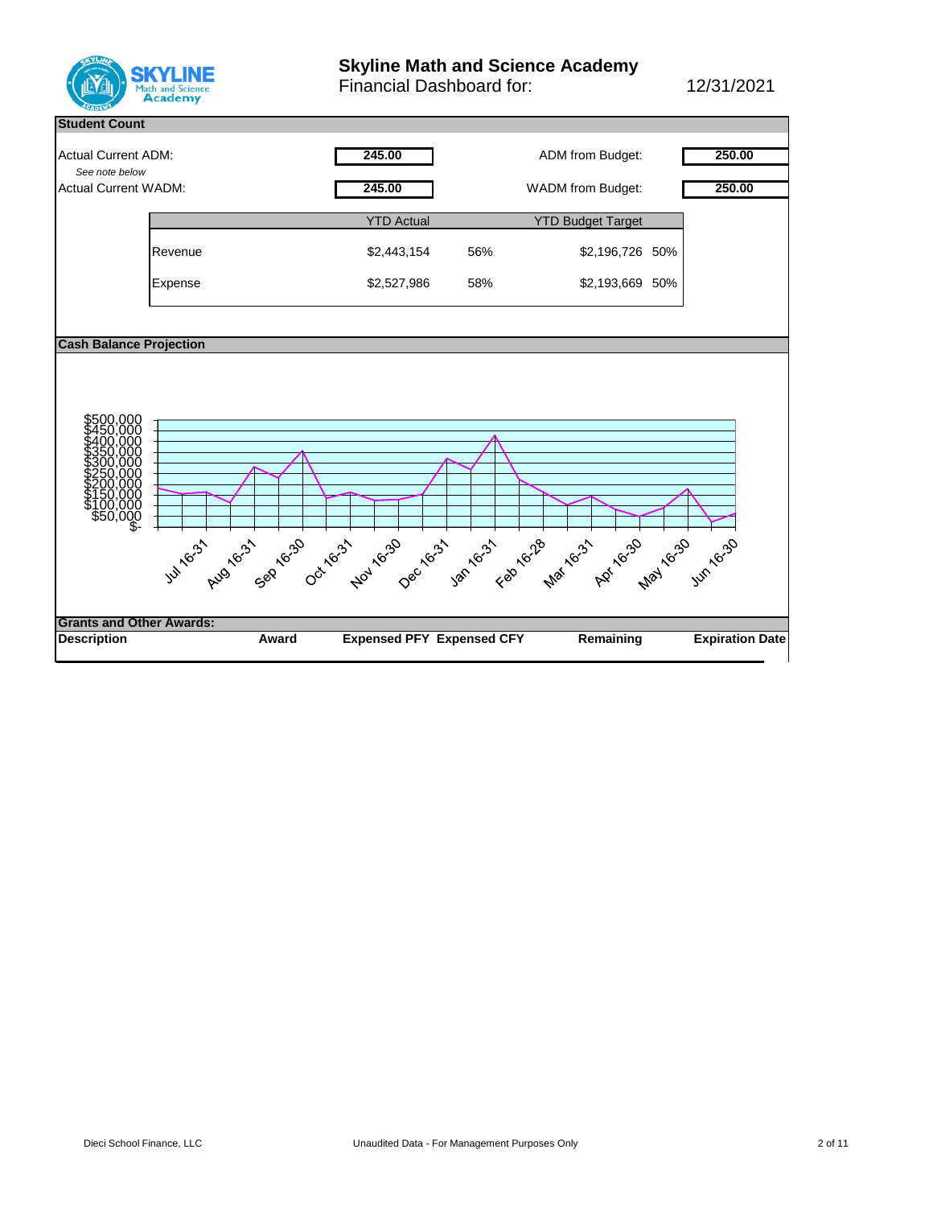# Skyline Math and Science Academy

Financial Dashboard for: 12/31/2021

## Student Count

| | | | |
|---|---|---|---|
| Actual Current ADM: | 245.00 | ADM from Budget: | 250.00 |
| *See note below* | | | |
| Actual Current WADM: | 245.00 | WADM from Budget: | 250.00 |

| | YTD Actual | | YTD Budget Target | |
|---|---|---|---|---|
| Revenue | $2,443,154 | 56% | $2,196,726 | 50% |
| Expense | $2,527,986 | 58% | $2,193,669 | 50% |

## Cash Balance Projection

$500,000
$450,000
$400,000
$350,000
$300,000
$250,000
$200,000
$150,000
$100,000
$50,000
$-

Jul 16-31, Aug 16-31, Sep 16-30, Oct 16-31, Nov 16-30, Dec 16-31, Jan 16-31, Feb 16-28, Mar 16-31, Apr 16-30, May 16-30, Jun 16-30

## Grants and Other Awards:

| Description | Award | Expensed PFY | Expensed CFY | Remaining | Expiration Date |
|---|---|---|---|---|---|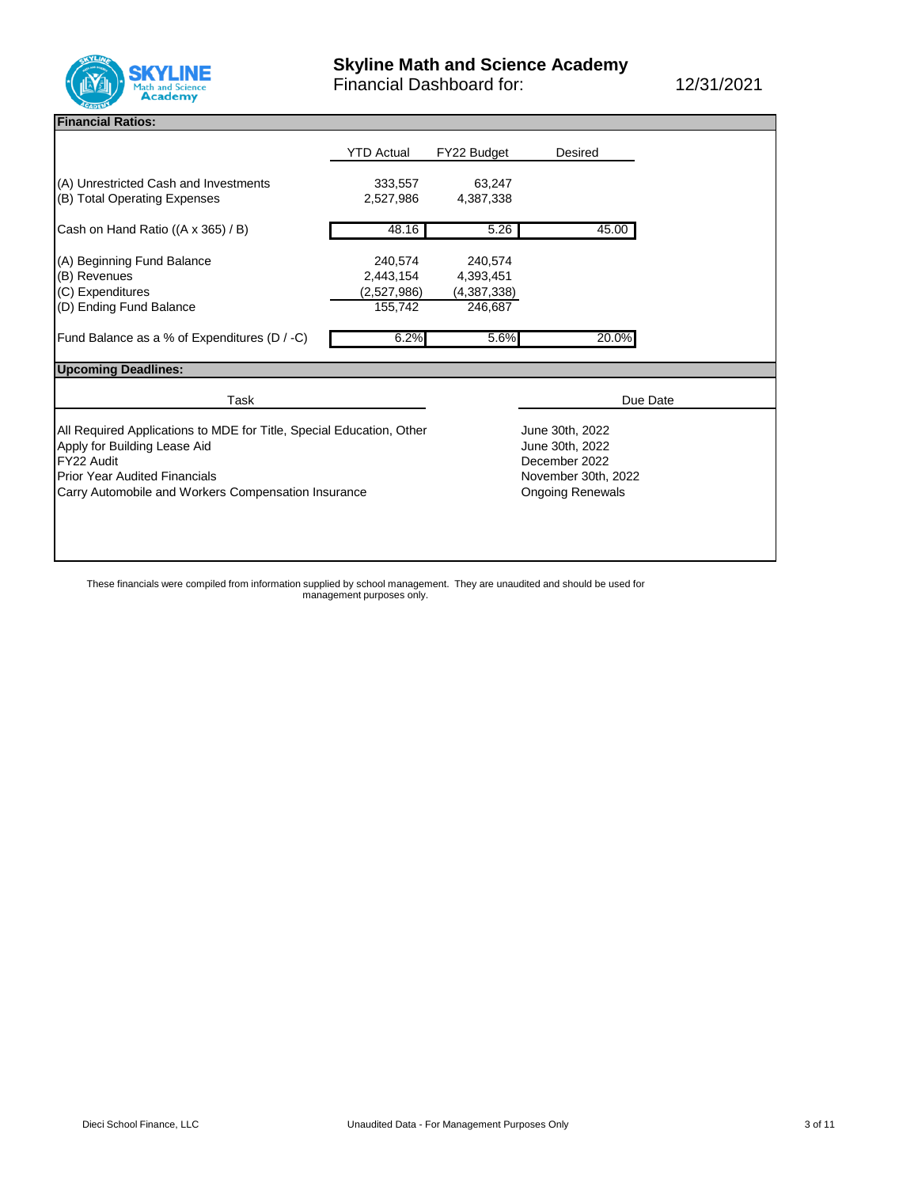# Skyline Math and Science Academy

Financial Dashboard for: 12/31/2021

## Financial Ratios:

| | YTD Actual | FY22 Budget | Desired |
|---|---|---|---|
| (A) Unrestricted Cash and Investments | 333,557 | 63,247 | |
| (B) Total Operating Expenses | 2,527,986 | 4,387,338 | |
| Cash on Hand Ratio ((A x 365) / B) | 48.16 | 5.26 | 45.00 |
| (A) Beginning Fund Balance | 240,574 | 240,574 | |
| (B) Revenues | 2,443,154 | 4,393,451 | |
| (C) Expenditures | (2,527,986) | (4,387,338) | |
| (D) Ending Fund Balance | 155,742 | 246,687 | |
| Fund Balance as a % of Expenditures (D / -C) | 6.2% | 5.6% | 20.0% |

## Upcoming Deadlines:

| Task | Due Date |
|---|---|
| All Required Applications to MDE for Title, Special Education, Other | June 30th, 2022 |
| Apply for Building Lease Aid | June 30th, 2022 |
| FY22 Audit | December 2022 |
| Prior Year Audited Financials | November 30th, 2022 |
| Carry Automobile and Workers Compensation Insurance | Ongoing Renewals |

These financials were compiled from information supplied by school management. They are unaudited and should be used for management purposes only.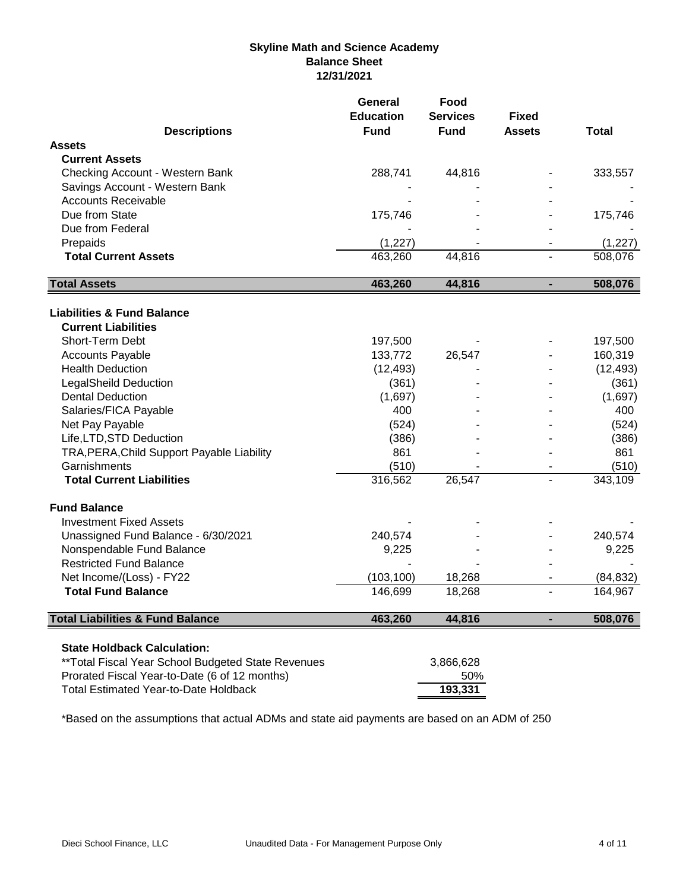# Skyline Math and Science Academy
## Balance Sheet
### 12/31/2021

| Descriptions | General Education Fund | Food Services Fund | Fixed Assets | Total |
|---|---|---|---|---|
| **Assets** | | | | |
| **Current Assets** | | | | |
| Checking Account - Western Bank | 288,741 | 44,816 | - | 333,557 |
| Savings Account - Western Bank | - | - | - | - |
| Accounts Receivable | - | - | - | - |
| Due from State | 175,746 | - | - | 175,746 |
| Due from Federal | - | - | - | - |
| Prepaids | (1,227) | - | - | (1,227) |
| **Total Current Assets** | 463,260 | 44,816 | - | 508,076 |
| **Total Assets** | **463,260** | **44,816** | **-** | **508,076** |
| **Liabilities & Fund Balance** | | | | |
| **Current Liabilities** | | | | |
| Short-Term Debt | 197,500 | - | - | 197,500 |
| Accounts Payable | 133,772 | 26,547 | - | 160,319 |
| Health Deduction | (12,493) | - | - | (12,493) |
| LegalSheild Deduction | (361) | - | - | (361) |
| Dental Deduction | (1,697) | - | - | (1,697) |
| Salaries/FICA Payable | 400 | - | - | 400 |
| Net Pay Payable | (524) | - | - | (524) |
| Life,LTD,STD Deduction | (386) | - | - | (386) |
| TRA,PERA,Child Support Payable Liability | 861 | - | - | 861 |
| Garnishments | (510) | - | - | (510) |
| **Total Current Liabilities** | 316,562 | 26,547 | - | 343,109 |
| **Fund Balance** | | | | |
| Investment Fixed Assets | - | - | - | - |
| Unassigned Fund Balance - 6/30/2021 | 240,574 | - | - | 240,574 |
| Nonspendable Fund Balance | 9,225 | - | - | 9,225 |
| Restricted Fund Balance | - | - | - | - |
| Net Income/(Loss) - FY22 | (103,100) | 18,268 | - | (84,832) |
| **Total Fund Balance** | 146,699 | 18,268 | - | 164,967 |
| **Total Liabilities & Fund Balance** | **463,260** | **44,816** | **-** | **508,076** |

**State Holdback Calculation:**

| | |
|---|---|
| **Total Fiscal Year School Budgeted State Revenues | 3,866,628 |
| Prorated Fiscal Year-to-Date (6 of 12 months) | 50% |
| Total Estimated Year-to-Date Holdback | **193,331** |

*Based on the assumptions that actual ADMs and state aid payments are based on an ADM of 250

Dieci School Finance, LLC — Unaudited Data - For Management Purpose Only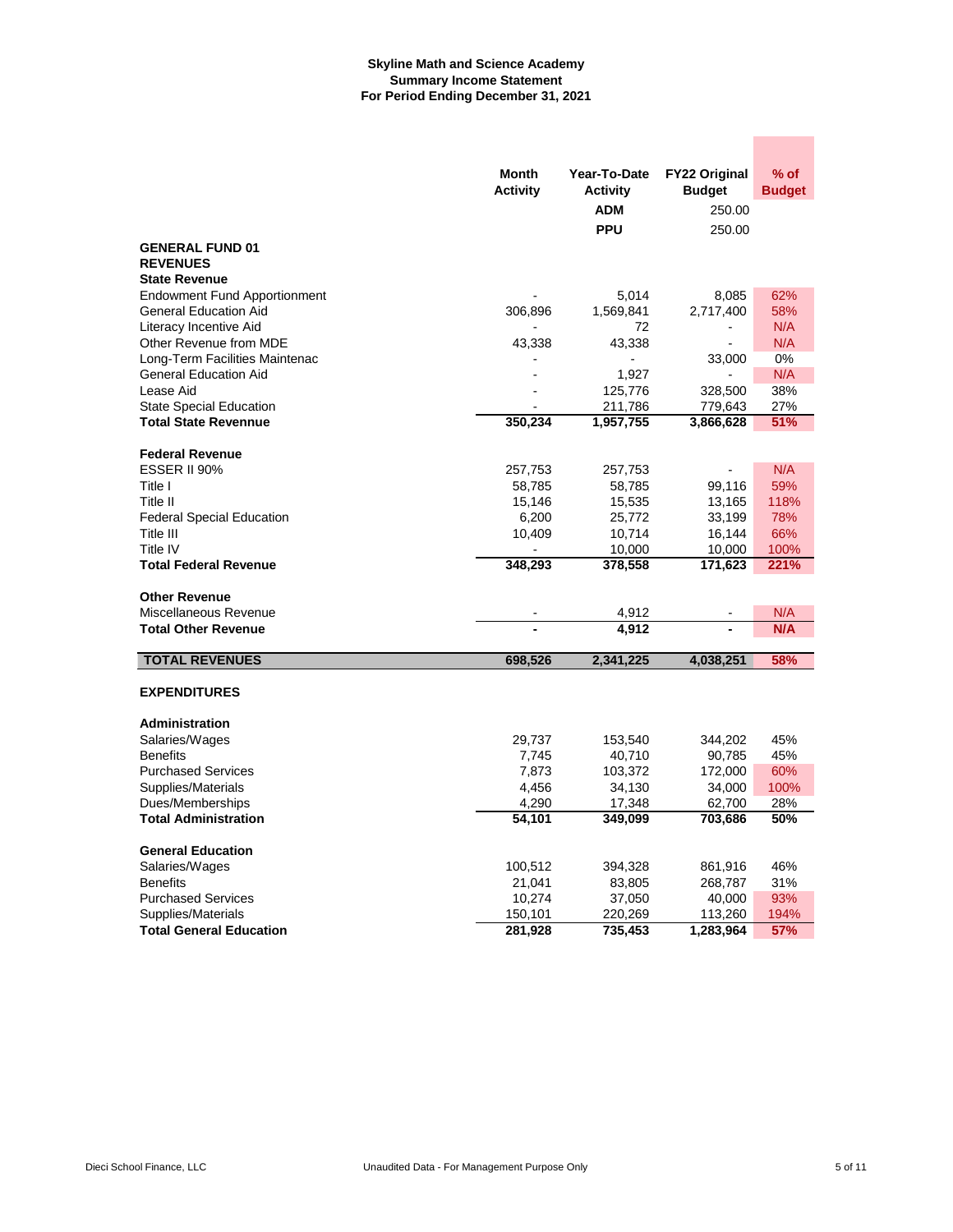**Skyline Math and Science Academy**
**Summary Income Statement**
**For Period Ending December 31, 2021**

| | Month Activity | Year-To-Date Activity | FY22 Original Budget | % of Budget |
|---|---|---|---|---|
| | | ADM | 250.00 | |
| | | PPU | 250.00 | |
| **GENERAL FUND 01** | | | | |
| **REVENUES** | | | | |
| **State Revenue** | | | | |
| Endowment Fund Apportionment | - | 5,014 | 8,085 | 62% |
| General Education Aid | 306,896 | 1,569,841 | 2,717,400 | 58% |
| Literacy Incentive Aid | - | 72 | - | N/A |
| Other Revenue from MDE | 43,338 | 43,338 | - | N/A |
| Long-Term Facilities Maintenac | - | - | 33,000 | 0% |
| General Education Aid | - | 1,927 | - | N/A |
| Lease Aid | - | 125,776 | 328,500 | 38% |
| State Special Education | - | 211,786 | 779,643 | 27% |
| **Total State Revennue** | **350,234** | **1,957,755** | **3,866,628** | **51%** |
| **Federal Revenue** | | | | |
| ESSER II 90% | 257,753 | 257,753 | - | N/A |
| Title I | 58,785 | 58,785 | 99,116 | 59% |
| Title II | 15,146 | 15,535 | 13,165 | 118% |
| Federal Special Education | 6,200 | 25,772 | 33,199 | 78% |
| Title III | 10,409 | 10,714 | 16,144 | 66% |
| Title IV | - | 10,000 | 10,000 | 100% |
| **Total Federal Revenue** | **348,293** | **378,558** | **171,623** | **221%** |
| **Other Revenue** | | | | |
| Miscellaneous Revenue | - | 4,912 | - | N/A |
| **Total Other Revenue** | **-** | **4,912** | **-** | **N/A** |
| **TOTAL REVENUES** | **698,526** | **2,341,225** | **4,038,251** | **58%** |
| **EXPENDITURES** | | | | |
| **Administration** | | | | |
| Salaries/Wages | 29,737 | 153,540 | 344,202 | 45% |
| Benefits | 7,745 | 40,710 | 90,785 | 45% |
| Purchased Services | 7,873 | 103,372 | 172,000 | 60% |
| Supplies/Materials | 4,456 | 34,130 | 34,000 | 100% |
| Dues/Memberships | 4,290 | 17,348 | 62,700 | 28% |
| **Total Administration** | **54,101** | **349,099** | **703,686** | **50%** |
| **General Education** | | | | |
| Salaries/Wages | 100,512 | 394,328 | 861,916 | 46% |
| Benefits | 21,041 | 83,805 | 268,787 | 31% |
| Purchased Services | 10,274 | 37,050 | 40,000 | 93% |
| Supplies/Materials | 150,101 | 220,269 | 113,260 | 194% |
| **Total General Education** | **281,928** | **735,453** | **1,283,964** | **57%** |

Dieci School Finance, LLC — Unaudited Data - For Management Purpose Only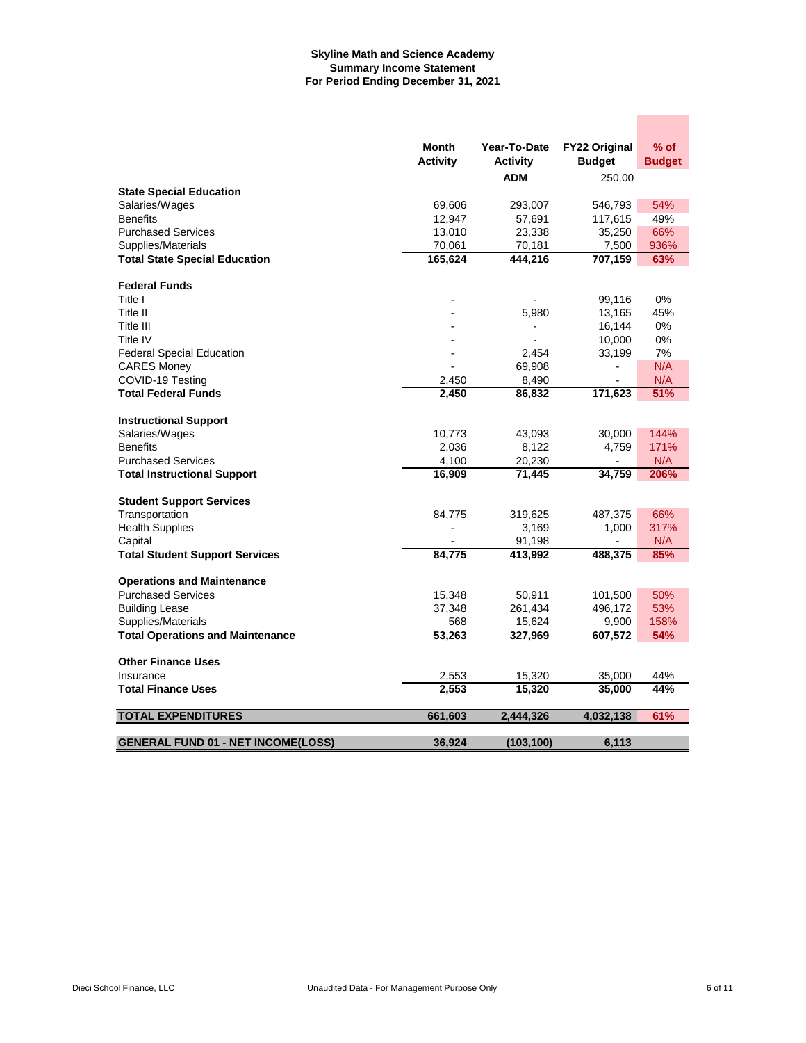**Skyline Math and Science Academy**
**Summary Income Statement**
**For Period Ending December 31, 2021**

| | Month Activity | Year-To-Date Activity | FY22 Original Budget | % of Budget |
|---|---|---|---|---|
| | | ADM | 250.00 | |
| **State Special Education** | | | | |
| Salaries/Wages | 69,606 | 293,007 | 546,793 | 54% |
| Benefits | 12,947 | 57,691 | 117,615 | 49% |
| Purchased Services | 13,010 | 23,338 | 35,250 | 66% |
| Supplies/Materials | 70,061 | 70,181 | 7,500 | 936% |
| **Total State Special Education** | **165,624** | **444,216** | **707,159** | **63%** |
| **Federal Funds** | | | | |
| Title I | - | - | 99,116 | 0% |
| Title II | - | 5,980 | 13,165 | 45% |
| Title III | - | - | 16,144 | 0% |
| Title IV | - | - | 10,000 | 0% |
| Federal Special Education | - | 2,454 | 33,199 | 7% |
| CARES Money | - | 69,908 | - | N/A |
| COVID-19 Testing | 2,450 | 8,490 | - | N/A |
| **Total Federal Funds** | **2,450** | **86,832** | **171,623** | **51%** |
| **Instructional Support** | | | | |
| Salaries/Wages | 10,773 | 43,093 | 30,000 | 144% |
| Benefits | 2,036 | 8,122 | 4,759 | 171% |
| Purchased Services | 4,100 | 20,230 | - | N/A |
| **Total Instructional Support** | **16,909** | **71,445** | **34,759** | **206%** |
| **Student Support Services** | | | | |
| Transportation | 84,775 | 319,625 | 487,375 | 66% |
| Health Supplies | - | 3,169 | 1,000 | 317% |
| Capital | - | 91,198 | - | N/A |
| **Total Student Support Services** | **84,775** | **413,992** | **488,375** | **85%** |
| **Operations and Maintenance** | | | | |
| Purchased Services | 15,348 | 50,911 | 101,500 | 50% |
| Building Lease | 37,348 | 261,434 | 496,172 | 53% |
| Supplies/Materials | 568 | 15,624 | 9,900 | 158% |
| **Total Operations and Maintenance** | **53,263** | **327,969** | **607,572** | **54%** |
| **Other Finance Uses** | | | | |
| Insurance | 2,553 | 15,320 | 35,000 | 44% |
| **Total Finance Uses** | **2,553** | **15,320** | **35,000** | **44%** |
| **TOTAL EXPENDITURES** | **661,603** | **2,444,326** | **4,032,138** | **61%** |
| **GENERAL FUND 01 - NET INCOME(LOSS)** | **36,924** | **(103,100)** | **6,113** | |

Dieci School Finance, LLC — Unaudited Data - For Management Purpose Only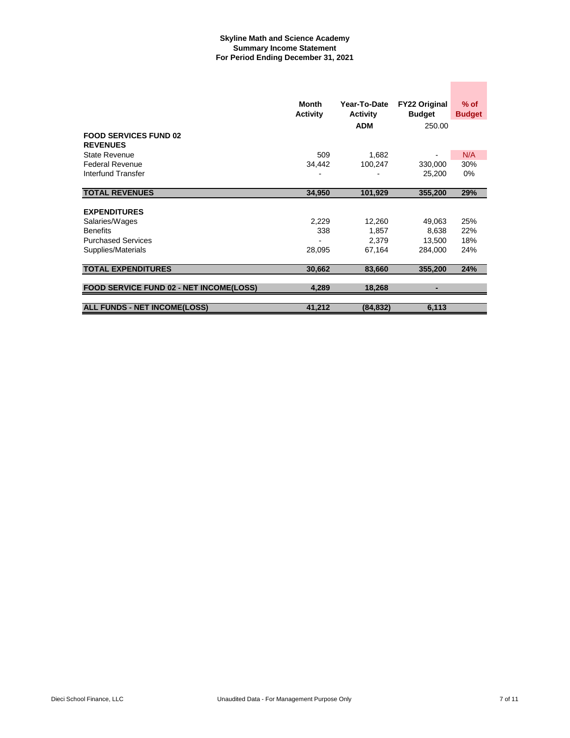**Skyline Math and Science Academy**
**Summary Income Statement**
**For Period Ending December 31, 2021**

| | Month Activity | Year-To-Date Activity | FY22 Original Budget | % of Budget |
|---|---|---|---|---|
| | | ADM | 250.00 | |
| **FOOD SERVICES FUND 02** | | | | |
| **REVENUES** | | | | |
| State Revenue | 509 | 1,682 | - | N/A |
| Federal Revenue | 34,442 | 100,247 | 330,000 | 30% |
| Interfund Transfer | - | - | 25,200 | 0% |
| **TOTAL REVENUES** | **34,950** | **101,929** | **355,200** | **29%** |
| **EXPENDITURES** | | | | |
| Salaries/Wages | 2,229 | 12,260 | 49,063 | 25% |
| Benefits | 338 | 1,857 | 8,638 | 22% |
| Purchased Services | - | 2,379 | 13,500 | 18% |
| Supplies/Materials | 28,095 | 67,164 | 284,000 | 24% |
| **TOTAL EXPENDITURES** | **30,662** | **83,660** | **355,200** | **24%** |
| **FOOD SERVICE FUND 02 - NET INCOME(LOSS)** | **4,289** | **18,268** | **-** | |
| **ALL FUNDS - NET INCOME(LOSS)** | **41,212** | **(84,832)** | **6,113** | |

Dieci School Finance, LLC

Unaudited Data - For Management Purpose Only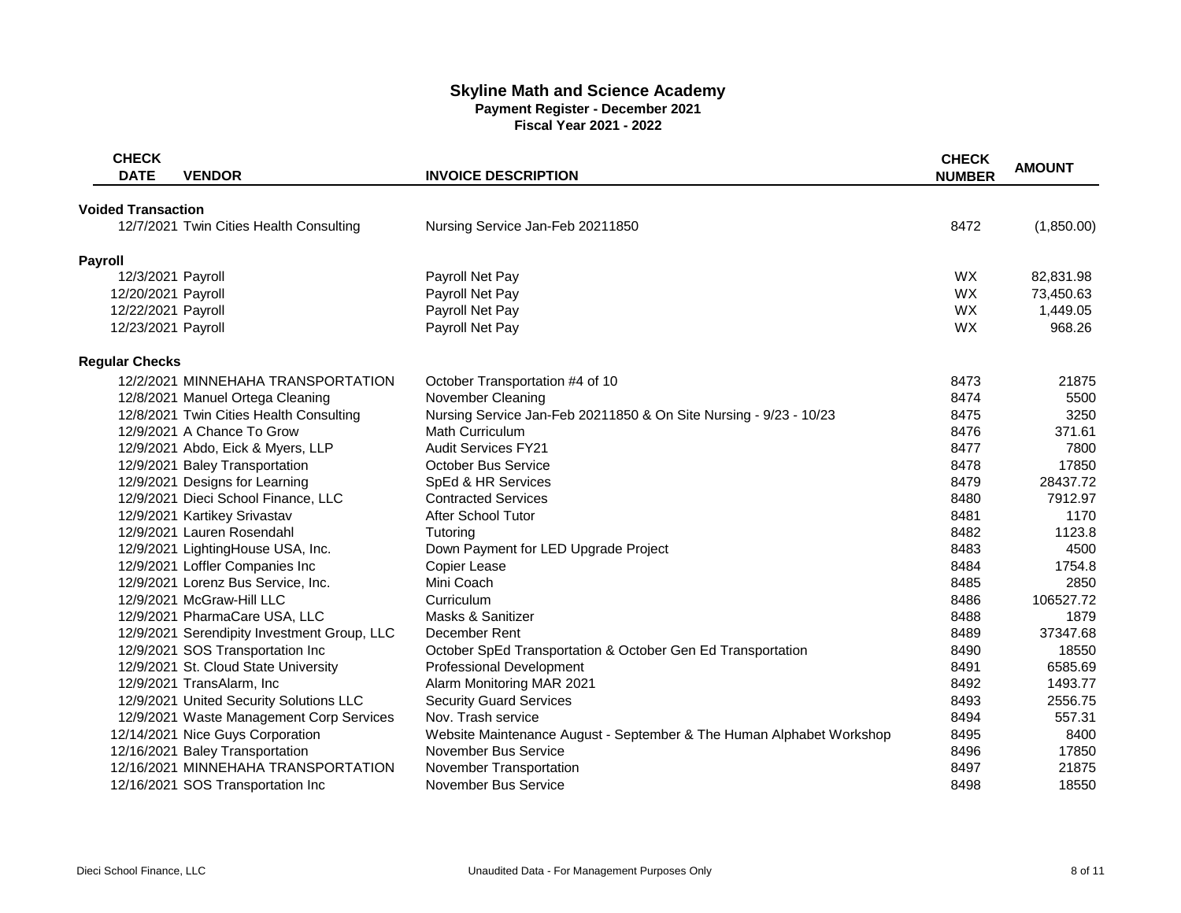# Skyline Math and Science Academy

**Payment Register - December 2021**

**Fiscal Year 2021 - 2022**

| CHECK DATE | VENDOR | INVOICE DESCRIPTION | CHECK NUMBER | AMOUNT |
|---|---|---|---|---|
| **Voided Transaction** | | | | |
| 12/7/2021 | Twin Cities Health Consulting | Nursing Service Jan-Feb 20211850 | 8472 | (1,850.00) |
| **Payroll** | | | | |
| 12/3/2021 | Payroll | Payroll Net Pay | WX | 82,831.98 |
| 12/20/2021 | Payroll | Payroll Net Pay | WX | 73,450.63 |
| 12/22/2021 | Payroll | Payroll Net Pay | WX | 1,449.05 |
| 12/23/2021 | Payroll | Payroll Net Pay | WX | 968.26 |
| **Regular Checks** | | | | |
| 12/2/2021 | MINNEHAHA TRANSPORTATION | October Transportation #4 of 10 | 8473 | 21875 |
| 12/8/2021 | Manuel Ortega Cleaning | November Cleaning | 8474 | 5500 |
| 12/8/2021 | Twin Cities Health Consulting | Nursing Service Jan-Feb 20211850 & On Site Nursing - 9/23 - 10/23 | 8475 | 3250 |
| 12/9/2021 | A Chance To Grow | Math Curriculum | 8476 | 371.61 |
| 12/9/2021 | Abdo, Eick & Myers, LLP | Audit Services FY21 | 8477 | 7800 |
| 12/9/2021 | Baley Transportation | October Bus Service | 8478 | 17850 |
| 12/9/2021 | Designs for Learning | SpEd & HR Services | 8479 | 28437.72 |
| 12/9/2021 | Dieci School Finance, LLC | Contracted Services | 8480 | 7912.97 |
| 12/9/2021 | Kartikey Srivastav | After School Tutor | 8481 | 1170 |
| 12/9/2021 | Lauren Rosendahl | Tutoring | 8482 | 1123.8 |
| 12/9/2021 | LightingHouse USA, Inc. | Down Payment for LED Upgrade Project | 8483 | 4500 |
| 12/9/2021 | Loffler Companies Inc | Copier Lease | 8484 | 1754.8 |
| 12/9/2021 | Lorenz Bus Service, Inc. | Mini Coach | 8485 | 2850 |
| 12/9/2021 | McGraw-Hill LLC | Curriculum | 8486 | 106527.72 |
| 12/9/2021 | PharmaCare USA, LLC | Masks & Sanitizer | 8488 | 1879 |
| 12/9/2021 | Serendipity Investment Group, LLC | December Rent | 8489 | 37347.68 |
| 12/9/2021 | SOS Transportation Inc | October SpEd Transportation & October Gen Ed Transportation | 8490 | 18550 |
| 12/9/2021 | St. Cloud State University | Professional Development | 8491 | 6585.69 |
| 12/9/2021 | TransAlarm, Inc | Alarm Monitoring MAR 2021 | 8492 | 1493.77 |
| 12/9/2021 | United Security Solutions LLC | Security Guard Services | 8493 | 2556.75 |
| 12/9/2021 | Waste Management Corp Services | Nov. Trash service | 8494 | 557.31 |
| 12/14/2021 | Nice Guys Corporation | Website Maintenance August - September & The Human Alphabet Workshop | 8495 | 8400 |
| 12/16/2021 | Baley Transportation | November Bus Service | 8496 | 17850 |
| 12/16/2021 | MINNEHAHA TRANSPORTATION | November Transportation | 8497 | 21875 |
| 12/16/2021 | SOS Transportation Inc | November Bus Service | 8498 | 18550 |

Dieci School Finance, LLC — Unaudited Data - For Management Purposes Only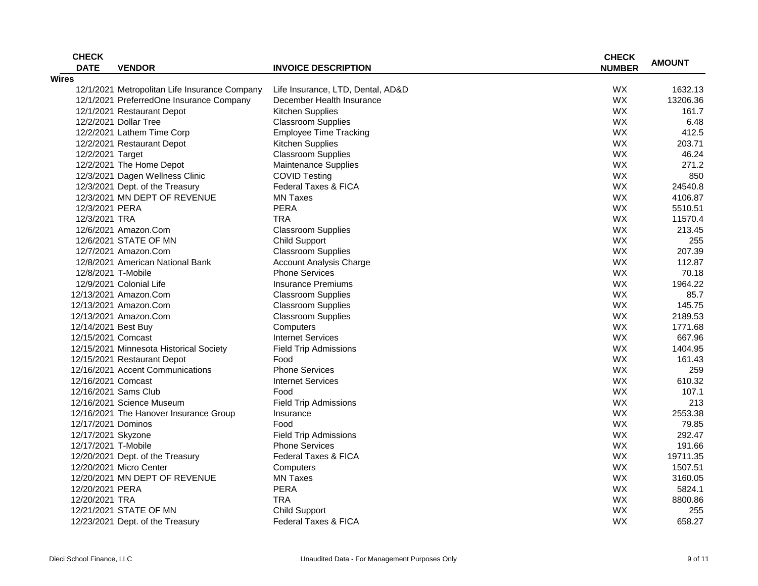| CHECK DATE | VENDOR | INVOICE DESCRIPTION | CHECK NUMBER | AMOUNT |
|---|---|---|---|---|
| **Wires** | | | | |
| 12/1/2021 | Metropolitan Life Insurance Company | Life Insurance, LTD, Dental, AD&D | WX | 1632.13 |
| 12/1/2021 | PreferredOne Insurance Company | December Health Insurance | WX | 13206.36 |
| 12/1/2021 | Restaurant Depot | Kitchen Supplies | WX | 161.7 |
| 12/2/2021 | Dollar Tree | Classroom Supplies | WX | 6.48 |
| 12/2/2021 | Lathem Time Corp | Employee Time Tracking | WX | 412.5 |
| 12/2/2021 | Restaurant Depot | Kitchen Supplies | WX | 203.71 |
| 12/2/2021 | Target | Classroom Supplies | WX | 46.24 |
| 12/2/2021 | The Home Depot | Maintenance Supplies | WX | 271.2 |
| 12/3/2021 | Dagen Wellness Clinic | COVID Testing | WX | 850 |
| 12/3/2021 | Dept. of the Treasury | Federal Taxes & FICA | WX | 24540.8 |
| 12/3/2021 | MN DEPT OF REVENUE | MN Taxes | WX | 4106.87 |
| 12/3/2021 | PERA | PERA | WX | 5510.51 |
| 12/3/2021 | TRA | TRA | WX | 11570.4 |
| 12/6/2021 | Amazon.Com | Classroom Supplies | WX | 213.45 |
| 12/6/2021 | STATE OF MN | Child Support | WX | 255 |
| 12/7/2021 | Amazon.Com | Classroom Supplies | WX | 207.39 |
| 12/8/2021 | American National Bank | Account Analysis Charge | WX | 112.87 |
| 12/8/2021 | T-Mobile | Phone Services | WX | 70.18 |
| 12/9/2021 | Colonial Life | Insurance Premiums | WX | 1964.22 |
| 12/13/2021 | Amazon.Com | Classroom Supplies | WX | 85.7 |
| 12/13/2021 | Amazon.Com | Classroom Supplies | WX | 145.75 |
| 12/13/2021 | Amazon.Com | Classroom Supplies | WX | 2189.53 |
| 12/14/2021 | Best Buy | Computers | WX | 1771.68 |
| 12/15/2021 | Comcast | Internet Services | WX | 667.96 |
| 12/15/2021 | Minnesota Historical Society | Field Trip Admissions | WX | 1404.95 |
| 12/15/2021 | Restaurant Depot | Food | WX | 161.43 |
| 12/16/2021 | Accent Communications | Phone Services | WX | 259 |
| 12/16/2021 | Comcast | Internet Services | WX | 610.32 |
| 12/16/2021 | Sams Club | Food | WX | 107.1 |
| 12/16/2021 | Science Museum | Field Trip Admissions | WX | 213 |
| 12/16/2021 | The Hanover Insurance Group | Insurance | WX | 2553.38 |
| 12/17/2021 | Dominos | Food | WX | 79.85 |
| 12/17/2021 | Skyzone | Field Trip Admissions | WX | 292.47 |
| 12/17/2021 | T-Mobile | Phone Services | WX | 191.66 |
| 12/20/2021 | Dept. of the Treasury | Federal Taxes & FICA | WX | 19711.35 |
| 12/20/2021 | Micro Center | Computers | WX | 1507.51 |
| 12/20/2021 | MN DEPT OF REVENUE | MN Taxes | WX | 3160.05 |
| 12/20/2021 | PERA | PERA | WX | 5824.1 |
| 12/20/2021 | TRA | TRA | WX | 8800.86 |
| 12/21/2021 | STATE OF MN | Child Support | WX | 255 |
| 12/23/2021 | Dept. of the Treasury | Federal Taxes & FICA | WX | 658.27 |

Dieci School Finance, LLC — Unaudited Data - For Management Purposes Only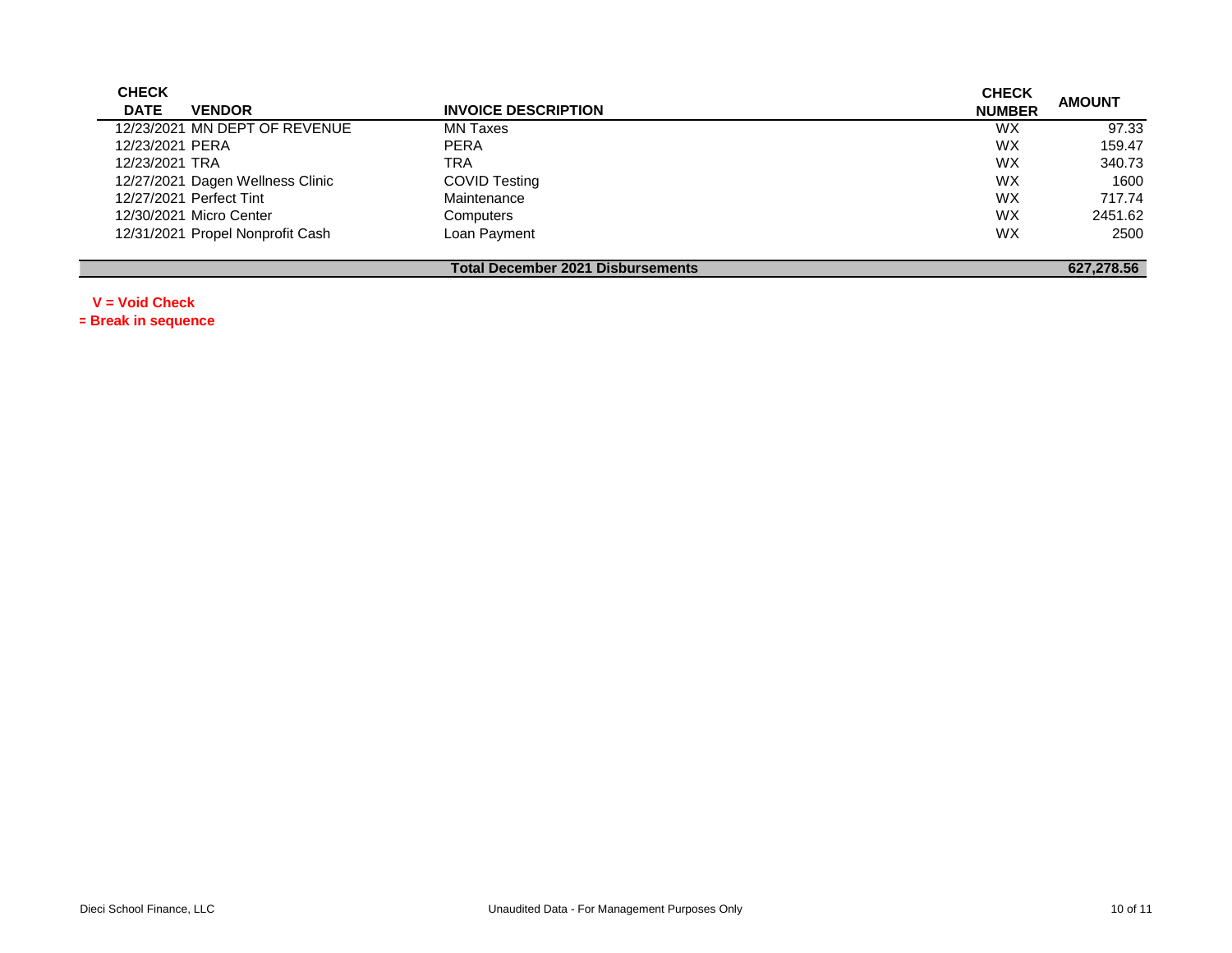| CHECK DATE | VENDOR | INVOICE DESCRIPTION | CHECK NUMBER | AMOUNT |
|---|---|---|---|---|
| 12/23/2021 | MN DEPT OF REVENUE | MN Taxes | WX | 97.33 |
| 12/23/2021 | PERA | PERA | WX | 159.47 |
| 12/23/2021 | TRA | TRA | WX | 340.73 |
| 12/27/2021 | Dagen Wellness Clinic | COVID Testing | WX | 1600 |
| 12/27/2021 | Perfect Tint | Maintenance | WX | 717.74 |
| 12/30/2021 | Micro Center | Computers | WX | 2451.62 |
| 12/31/2021 | Propel Nonprofit Cash | Loan Payment | WX | 2500 |
| | | **Total December 2021 Disbursements** | | **627,278.56** |

**V = Void Check**

**= Break in sequence**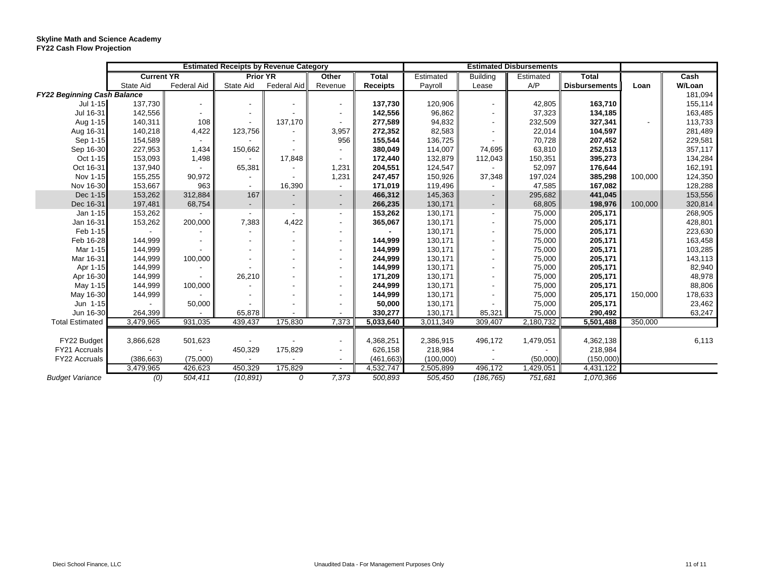**Skyline Math and Science Academy**
**FY22 Cash Flow Projection**

| | Estimated Receipts by Revenue Category | | | | | | Estimated Disbursements | | | | | |
|---|---|---|---|---|---|---|---|---|---|---|---|---|
| | Current YR | | Prior YR | | Other | Total | Estimated | Building | Estimated | Total | | Cash |
| | State Aid | Federal Aid | State Aid | Federal Aid | Revenue | Receipts | Payroll | Lease | A/P | Disbursements | Loan | W/Loan |
| *FY22 Beginning Cash Balance* | | | | | | | | | | | | 181,094 |
| Jul 1-15 | 137,730 | - | - | - | - | **137,730** | 120,906 | - | 42,805 | **163,710** | | 155,114 |
| Jul 16-31 | 142,556 | - | - | - | - | **142,556** | 96,862 | - | 37,323 | **134,185** | | 163,485 |
| Aug 1-15 | 140,311 | 108 | - | 137,170 | - | **277,589** | 94,832 | - | 232,509 | **327,341** | - | 113,733 |
| Aug 16-31 | 140,218 | 4,422 | 123,756 | - | 3,957 | **272,352** | 82,583 | - | 22,014 | **104,597** | | 281,489 |
| Sep 1-15 | 154,589 | - | - | - | 956 | **155,544** | 136,725 | - | 70,728 | **207,452** | | 229,581 |
| Sep 16-30 | 227,953 | 1,434 | 150,662 | - | - | **380,049** | 114,007 | 74,695 | 63,810 | **252,513** | | 357,117 |
| Oct 1-15 | 153,093 | 1,498 | - | 17,848 | - | **172,440** | 132,879 | 112,043 | 150,351 | **395,273** | | 134,284 |
| Oct 16-31 | 137,940 | - | 65,381 | - | 1,231 | **204,551** | 124,547 | - | 52,097 | **176,644** | | 162,191 |
| Nov 1-15 | 155,255 | 90,972 | - | - | 1,231 | **247,457** | 150,926 | 37,348 | 197,024 | **385,298** | 100,000 | 124,350 |
| Nov 16-30 | 153,667 | 963 | - | 16,390 | - | **171,019** | 119,496 | - | 47,585 | **167,082** | | 128,288 |
| Dec 1-15 | 153,262 | 312,884 | 167 | - | - | **466,312** | 145,363 | - | 295,682 | **441,045** | | 153,556 |
| Dec 16-31 | 197,481 | 68,754 | - | - | - | **266,235** | 130,171 | - | 68,805 | **198,976** | 100,000 | 320,814 |
| Jan 1-15 | 153,262 | - | - | - | - | **153,262** | 130,171 | - | 75,000 | **205,171** | | 268,905 |
| Jan 16-31 | 153,262 | 200,000 | 7,383 | 4,422 | - | **365,067** | 130,171 | - | 75,000 | **205,171** | | 428,801 |
| Feb 1-15 | - | - | - | - | - | **-** | 130,171 | - | 75,000 | **205,171** | | 223,630 |
| Feb 16-28 | 144,999 | - | - | - | - | **144,999** | 130,171 | - | 75,000 | **205,171** | | 163,458 |
| Mar 1-15 | 144,999 | - | - | - | - | **144,999** | 130,171 | - | 75,000 | **205,171** | | 103,285 |
| Mar 16-31 | 144,999 | 100,000 | - | - | - | **244,999** | 130,171 | - | 75,000 | **205,171** | | 143,113 |
| Apr 1-15 | 144,999 | - | - | - | - | **144,999** | 130,171 | - | 75,000 | **205,171** | | 82,940 |
| Apr 16-30 | 144,999 | - | 26,210 | - | - | **171,209** | 130,171 | - | 75,000 | **205,171** | | 48,978 |
| May 1-15 | 144,999 | 100,000 | - | - | - | **244,999** | 130,171 | - | 75,000 | **205,171** | | 88,806 |
| May 16-30 | 144,999 | - | - | - | - | **144,999** | 130,171 | - | 75,000 | **205,171** | 150,000 | 178,633 |
| Jun 1-15 | - | 50,000 | - | - | - | **50,000** | 130,171 | - | 75,000 | **205,171** | | 23,462 |
| Jun 16-30 | 264,399 | - | 65,878 | - | - | **330,277** | 130,171 | 85,321 | 75,000 | **290,492** | | 63,247 |
| Total Estimated | 3,479,965 | 931,035 | 439,437 | 175,830 | 7,373 | **5,033,640** | 3,011,349 | 309,407 | 2,180,732 | **5,501,488** | 350,000 | |
| | | | | | | | | | | | | |
| FY22 Budget | 3,866,628 | 501,623 | - | - | - | 4,368,251 | 2,386,915 | 496,172 | 1,479,051 | 4,362,138 | | 6,113 |
| FY21 Accruals | - | - | 450,329 | 175,829 | - | 626,158 | 218,984 | - | - | 218,984 | | |
| FY22 Accruals | (386,663) | (75,000) | - | - | - | (461,663) | (100,000) | - | (50,000) | (150,000) | | |
| | 3,479,965 | 426,623 | 450,329 | 175,829 | - | 4,532,747 | 2,505,899 | 496,172 | 1,429,051 | 4,431,122 | | |
| *Budget Variance* | *(0)* | *504,411* | *(10,891)* | *0* | *7,373* | *500,893* | *505,450* | *(186,765)* | *751,681* | *1,070,366* | | |

Dieci School Finance, LLC

Unaudited Data - For Management Purposes Only